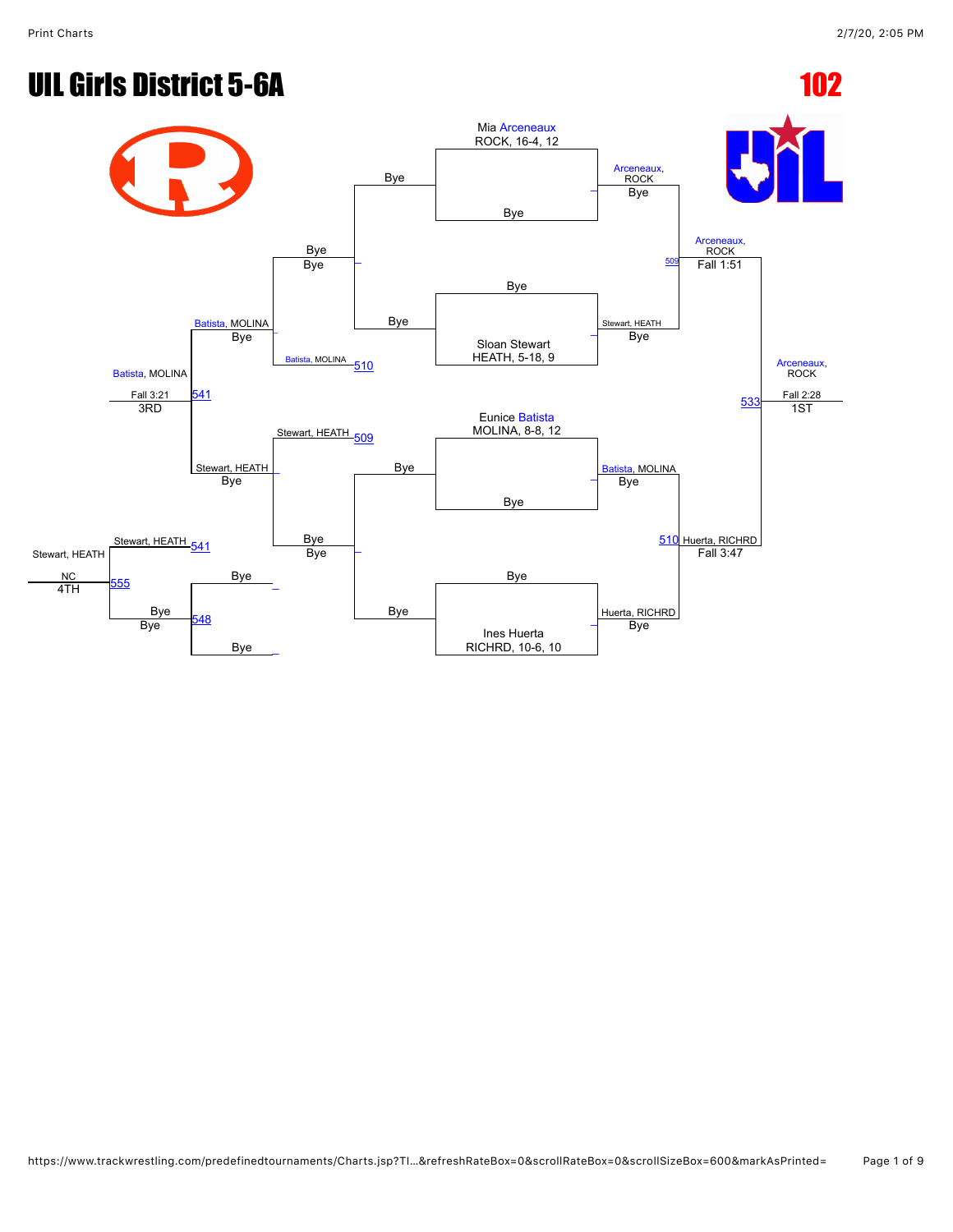# UIL Girls District 5-6A

## 102

### Championship Bracket

**First Round**

- Mia Arceneaux, ROCK, 16-4, 12 vs Bye → Arceneaux, ROCK — Bye
- Bye vs Sloan Stewart, HEATH, 5-18, 9 → Stewart, HEATH — Bye
- Eunice Batista, MOLINA, 8-8, 12 vs Bye → Batista, MOLINA — Bye
- Bye vs Ines Huerta, RICHRD, 10-6, 10 → Huerta, RICHRD — Bye

**Semifinals**

- 509: Arceneaux, ROCK vs Stewart, HEATH → Arceneaux, ROCK — Fall 1:51
- 510: Batista, MOLINA vs Huerta, RICHRD → Huerta, RICHRD — Fall 3:47

**Final**

- 533: Arceneaux, ROCK vs Huerta, RICHRD → Arceneaux, ROCK — Fall 2:28 — 1ST

### Consolation Bracket

- Bye vs Bye — Bye
- 510: Bye vs Batista, MOLINA → Batista, MOLINA — Bye
- 509: Stewart, HEATH vs Bye → Stewart, HEATH — Bye
- 541: Batista, MOLINA vs Stewart, HEATH → Batista, MOLINA — Fall 3:21 — 3RD
- 548: Bye vs Bye → Bye — Bye
- 555: Stewart, HEATH vs Bye → Stewart, HEATH — NC — 4TH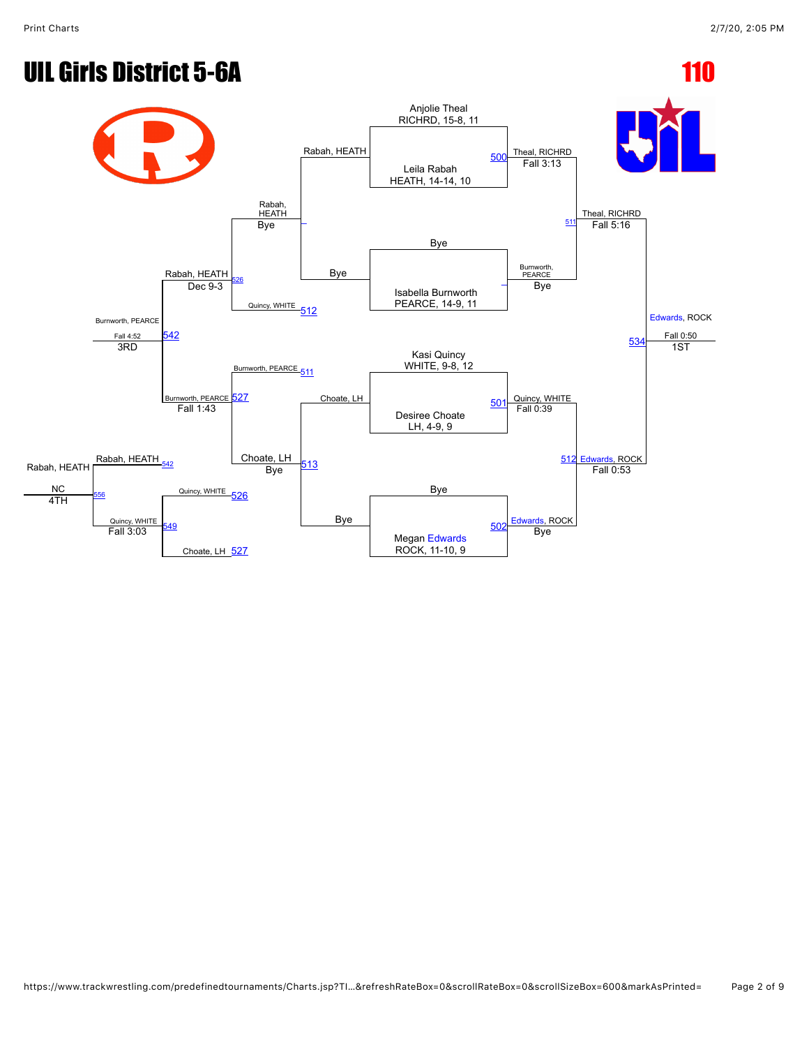# UIL Girls District 5-6A

## 110

### Championship Bracket

**First Round / Quarterfinals**

- Anjolie Theal, RICHRD, 15-8, 11 vs. Leila Rabah, HEATH, 14-14, 10 — Match 500: Theal, RICHRD — Fall 3:13
- Bye vs. Isabella Burnworth, PEARCE, 14-9, 11 — Burnworth, PEARCE — Bye
- Kasi Quincy, WHITE, 9-8, 12 vs. Desiree Choate, LH, 4-9, 9 — Match 501: Quincy, WHITE — Fall 0:39
- Bye vs. Megan Edwards, ROCK, 11-10, 9 — Match 502: Edwards, ROCK — Bye

**Semifinals**

- Match 511: Theal, RICHRD — Fall 5:16
- Match 512: Edwards, ROCK — Fall 0:53

**Final**

- Match 534: Edwards, ROCK — Fall 0:50 — 1ST

### Consolation Bracket

- Rabah, HEATH vs. Bye — Rabah, HEATH — Bye
- Choate, LH vs. Bye — Choate, LH — Bye
- Match 526: Rabah, HEATH (Quincy, WHITE, 512) — Dec 9-3
- Match 527: Burnworth, PEARCE (Burnworth, PEARCE, 511; Choate, LH, 513) — Fall 1:43
- Match 542: Burnworth, PEARCE — Fall 4:52 — 3RD

### 4th Place

- Rabah, HEATH (542) vs. Quincy, WHITE (Quincy, WHITE, 526; Choate, LH, 527) — Match 549: Quincy, WHITE — Fall 3:03
- Match 556: Rabah, HEATH — NC — 4TH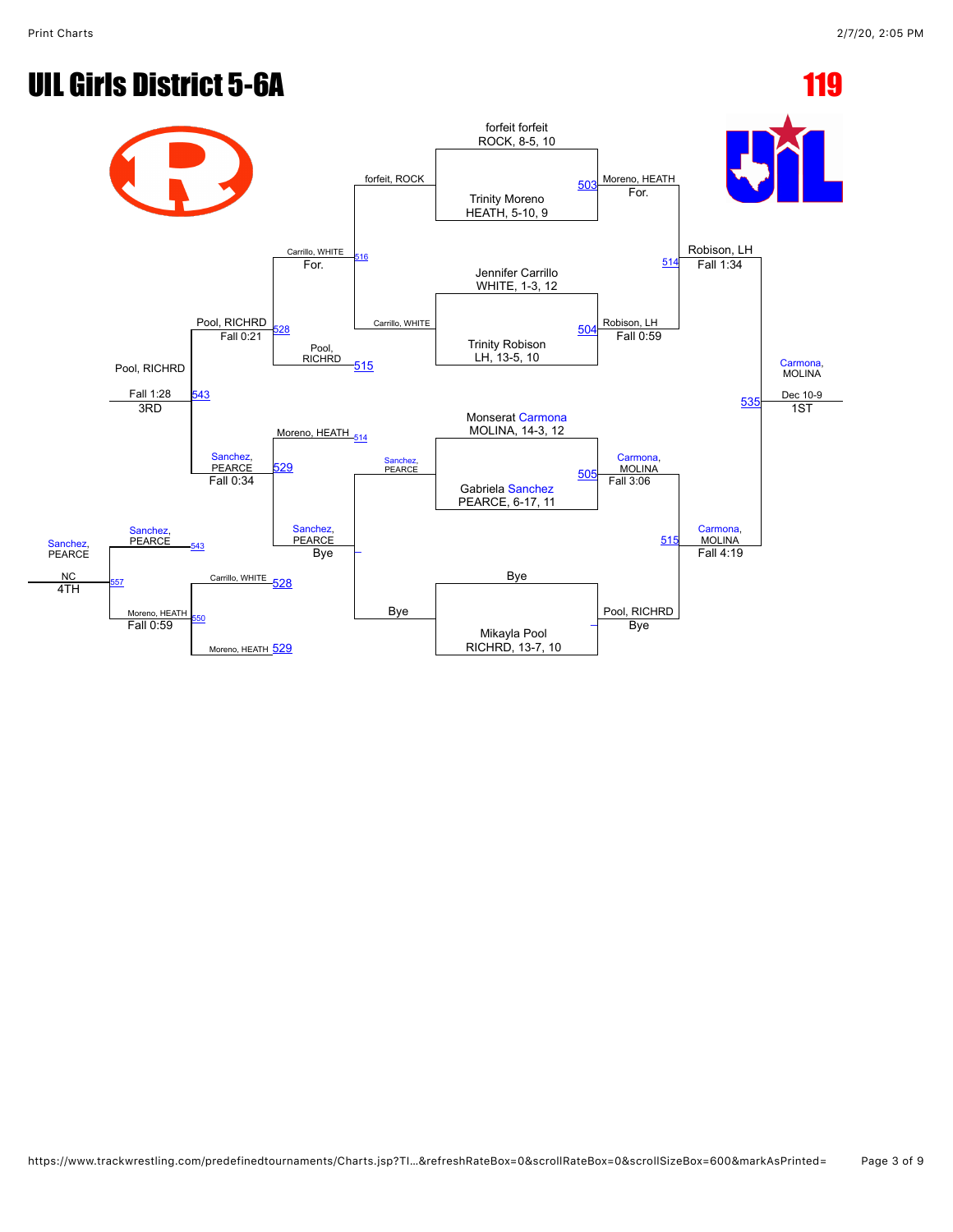# UIL Girls District 5-6A

**119**

## Championship Bracket

**First Round**

- forfeit forfeit, ROCK, 8-5, 10 vs. Trinity Moreno, HEATH, 5-10, 9 — 503 — Moreno, HEATH, For.
- Jennifer Carrillo, WHITE, 1-3, 12 vs. Trinity Robison, LH, 13-5, 10 — 504 — Robison, LH, Fall 0:59
- Monserat Carmona, MOLINA, 14-3, 12 vs. Gabriela Sanchez, PEARCE, 6-17, 11 — 505 — Carmona, MOLINA, Fall 3:06
- Bye vs. Mikayla Pool, RICHRD, 13-7, 10 — Pool, RICHRD, Bye

**Semifinals**

- Moreno, HEATH vs. Robison, LH — 514 — Robison, LH, Fall 1:34
- Carmona, MOLINA vs. Pool, RICHRD — 515 — Carmona, MOLINA, Fall 4:19

**Final**

- Robison, LH vs. Carmona, MOLINA — 535 — Carmona, MOLINA, Dec 10-9 — **1ST**

## Consolation Bracket

**Consolation Round 1**

- forfeit, ROCK vs. Carrillo, WHITE — 516 — Carrillo, WHITE, For.
- Sanchez, PEARCE vs. Bye — Sanchez, PEARCE, Bye

**Consolation Round 2**

- Carrillo, WHITE vs. Pool, RICHRD (515) — 528 — Pool, RICHRD, Fall 0:21
- Moreno, HEATH (514) vs. Sanchez, PEARCE — 529 — Sanchez, PEARCE, Fall 0:34

**Consolation Semifinal**

- Pool, RICHRD vs. Sanchez, PEARCE — 543 — Pool, RICHRD, Fall 1:28 — **3RD**

**Second Place Challenge / Fourth Place**

- Carrillo, WHITE (528) vs. Moreno, HEATH (529) — 550 — Moreno, HEATH, Fall 0:59
- Sanchez, PEARCE (543) vs. Moreno, HEATH — 557 — Sanchez, PEARCE, NC — **4TH**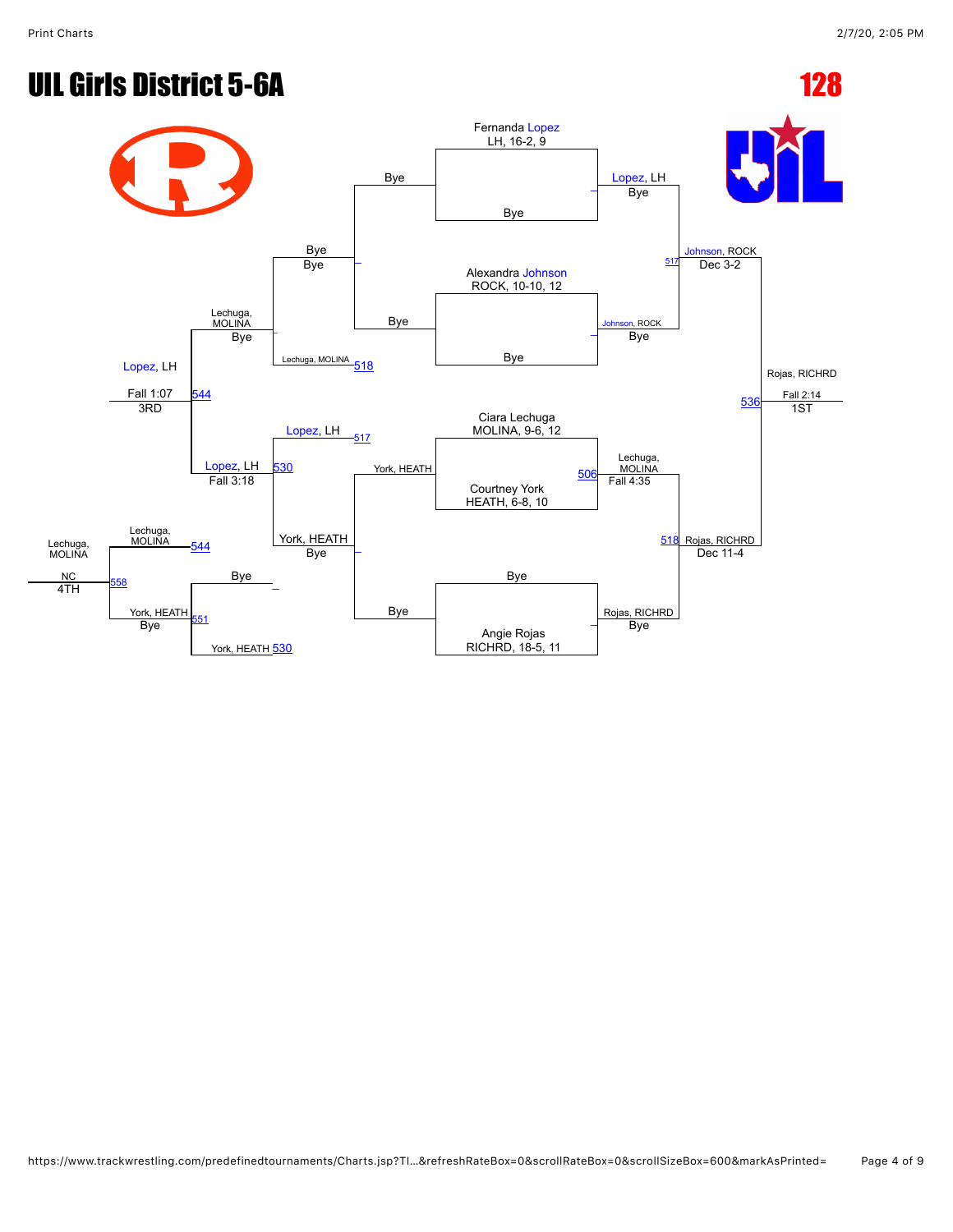# UIL Girls District 5-6A

## 128

**Championship Bracket**

First round:
- Fernanda Lopez (LH, 16-2, 9) vs Bye — Lopez, LH, Bye
- Alexandra Johnson (ROCK, 10-10, 12) vs Bye — Johnson, ROCK, Bye
- Ciara Lechuga (MOLINA, 9-6, 12) vs Courtney York (HEATH, 6-8, 10) — 506 Lechuga, MOLINA, Fall 4:35
- Bye vs Angie Rojas (RICHRD, 18-5, 11) — Rojas, RICHRD, Bye

Semifinals:
- Lopez, LH vs Johnson, ROCK — 517 Johnson, ROCK, Dec 3-2
- Lechuga, MOLINA vs Rojas, RICHRD — 518 Rojas, RICHRD, Dec 11-4

Final:
- Johnson, ROCK vs Rojas, RICHRD — 536 Rojas, RICHRD, Fall 2:14 — **1ST**

**Consolation Bracket**

- Bye vs Bye — Bye, Bye
- Lopez, LH (517) vs York, HEATH — 530 Lopez, LH, Fall 3:18
- Bye vs Lechuga, MOLINA (518) — Lechuga, MOLINA, Bye
- Bye vs York, HEATH (530) — 551 York, HEATH, Bye
- Lechuga, MOLINA vs Lopez, LH — 544 Lopez, LH, Fall 1:07 — **3RD**
- Lechuga, MOLINA (544) vs York, HEATH — 558 Lechuga, MOLINA, NC — **4TH**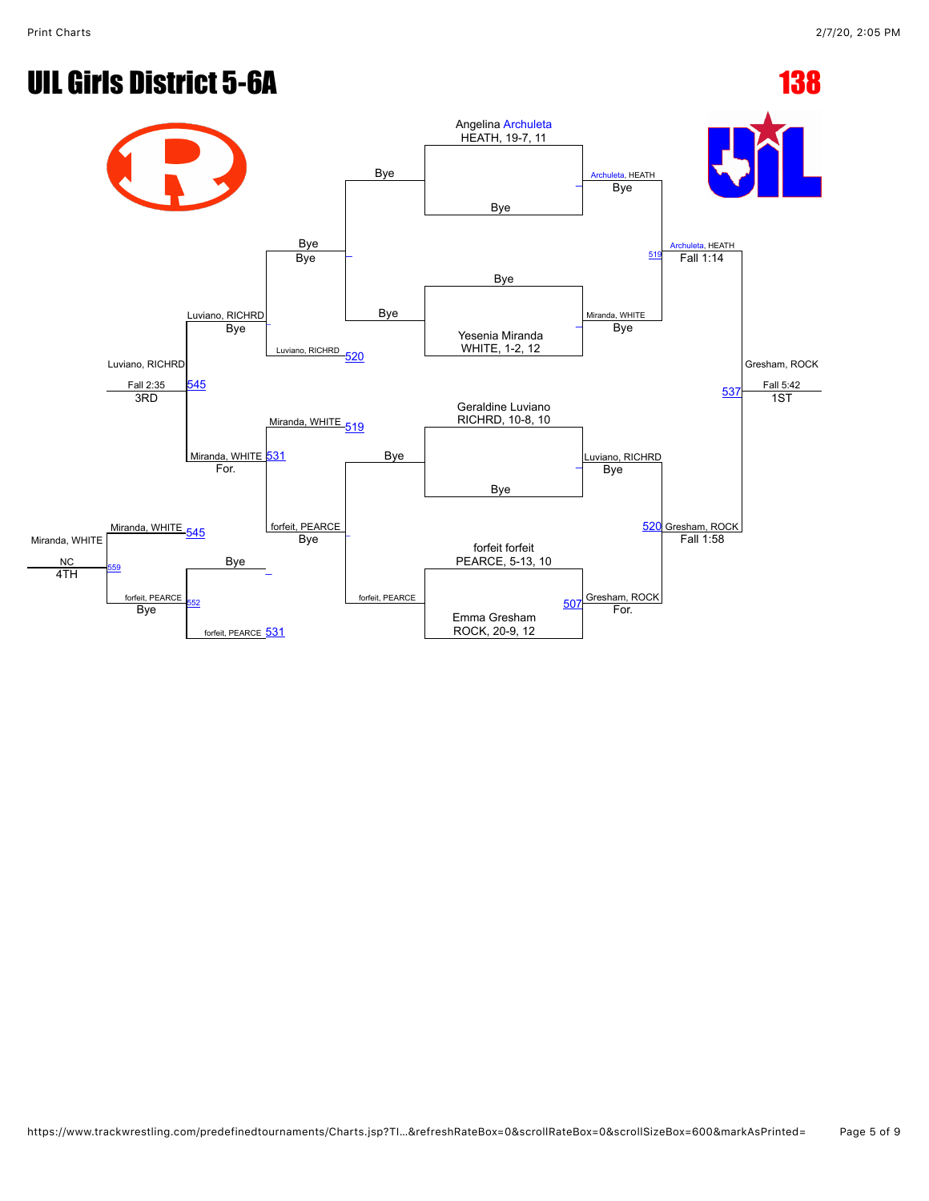# UIL Girls District 5-6A

# 138

## Championship Bracket

**Angelina Archuleta**, HEATH, 19-7, 11 — Bye
Archuleta, HEATH — Bye

Bye — **Yesenia Miranda**, WHITE, 1-2, 12
Miranda, WHITE — Bye

Archuleta, HEATH over Miranda, WHITE — Fall 1:14 (519)

**Geraldine Luviano**, RICHRD, 10-8, 10 — Bye
Luviano, RICHRD — Bye

forfeit forfeit, PEARCE, 5-13, 10 vs **Emma Gresham**, ROCK, 20-9, 12 (507)
Gresham, ROCK — For.

Gresham, ROCK over Luviano, RICHRD (520) — Fall 1:58

Gresham, ROCK over Archuleta, HEATH (537) — Fall 5:42 — **1ST**

## Consolation Bracket

Bye — Bye
Luviano, RICHRD (520) — Bye
Luviano, RICHRD — Bye

Miranda, WHITE (519) vs forfeit, PEARCE — Bye
Miranda, WHITE (531) — For.

forfeit, PEARCE (531) — Bye
forfeit, PEARCE (552) — Bye

Luviano, RICHRD over Miranda, WHITE (545) — Fall 2:35 — **3RD**

Miranda, WHITE (545) over forfeit, PEARCE (552) (559) — NC — **4TH**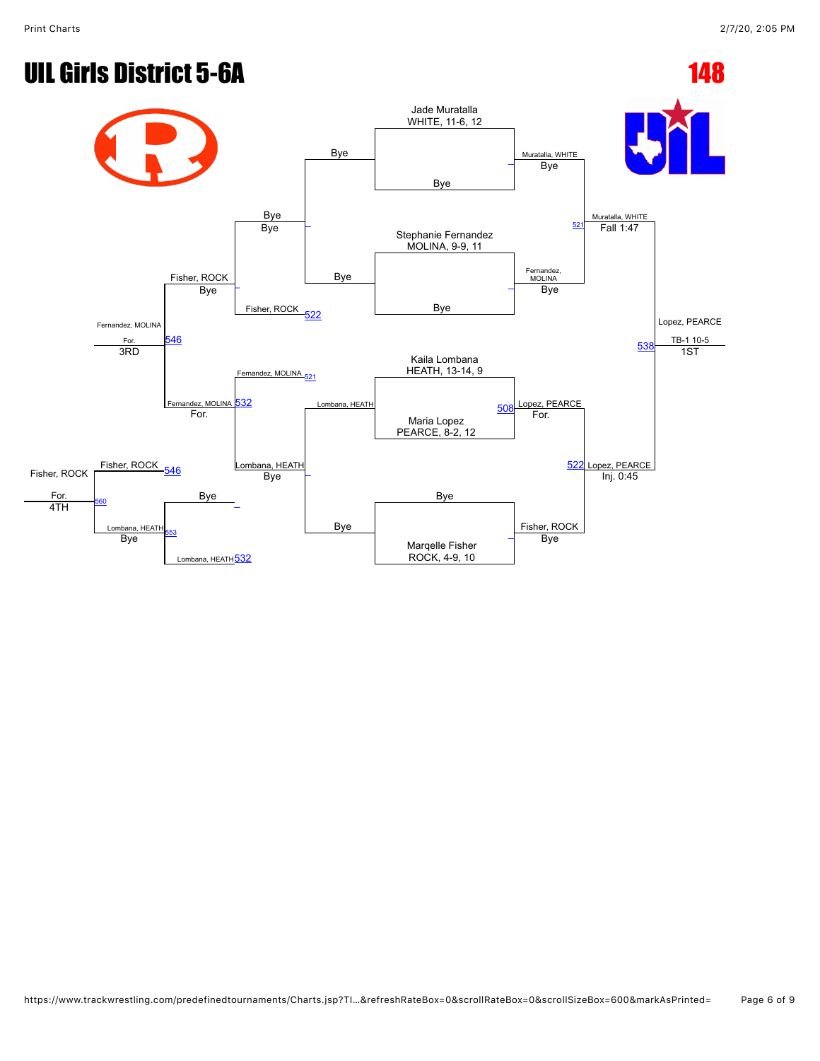# UIL Girls District 5-6A

# 148

## Championship Bracket

**Round 1 / Quarterfinals**

- Jade Muratalla, WHITE, 11-6, 12 vs. Bye → Muratalla, WHITE (Bye)
- Stephanie Fernandez, MOLINA, 9-9, 11 vs. Bye → Fernandez, MOLINA (Bye)
- Kaila Lombana, HEATH, 13-14, 9 vs. Maria Lopez, PEARCE, 8-2, 12 → Lopez, PEARCE (For.) — 508
- Bye vs. Marqelle Fisher, ROCK, 4-9, 10 → Fisher, ROCK (Bye)

**Semifinals**

- Muratalla, WHITE vs. Fernandez, MOLINA → Muratalla, WHITE (Fall 1:47) — 521
- Lopez, PEARCE vs. Fisher, ROCK → Lopez, PEARCE (Inj. 0:45) — 522

**Final**

- Muratalla, WHITE vs. Lopez, PEARCE → Lopez, PEARCE (TB-1 10-5) — 538 — **1ST**

## Consolation Bracket

**Consolation Round 1**

- Bye vs. Bye → Bye (Bye)
- Bye vs. Bye → Lombana, HEATH (Bye)

**Consolation Round 2**

- Bye vs. Fisher, ROCK (522) → Fisher, ROCK (Bye)
- Fernandez, MOLINA (521) vs. Lombana, HEATH → Fernandez, MOLINA (For.) — 532

**Consolation Semifinal / 3rd Place**

- Fisher, ROCK vs. Fernandez, MOLINA (532) → Fernandez, MOLINA (For.) — 546 — **3RD**

**Consolation for 4th**

- Bye vs. Lombana, HEATH (532) → Lombana, HEATH (Bye) — 553

**4th Place**

- Fisher, ROCK (546) vs. Lombana, HEATH (553) → Fisher, ROCK (For.) — 560 — **4TH**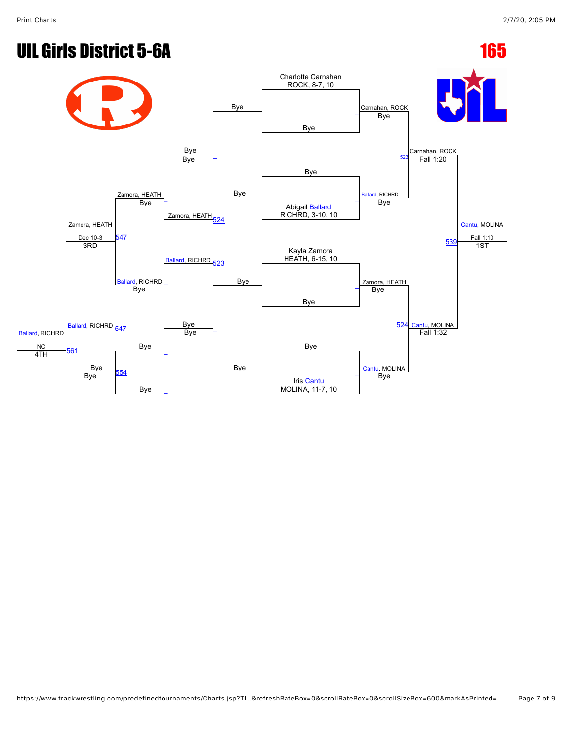# UIL Girls District 5-6A

## 165

### Championship Bracket

**First round (Byes)**

- Charlotte Carnahan, ROCK, 8-7, 10 — Bye → Carnahan, ROCK
- Bye — Abigail Ballard, RICHRD, 3-10, 10 → Ballard, RICHRD
- Kayla Zamora, HEATH, 6-15, 10 — Bye → Zamora, HEATH
- Bye — Iris Cantu, MOLINA, 11-7, 10 → Cantu, MOLINA

**Semifinals**

- Carnahan, ROCK over Ballard, RICHRD (Fall 1:20) — 523
- Cantu, MOLINA over Zamora, HEATH (Fall 1:32) — 524

**Final**

- Cantu, MOLINA over Carnahan, ROCK (Fall 1:10) — 539 — **1ST**

### Consolation Bracket

- Bye / Bye
- Zamora, HEATH — 524
- Zamora, HEATH — Bye
- Ballard, RICHRD — 523
- Bye / Bye
- Ballard, RICHRD — Bye
- Zamora, HEATH over Ballard, RICHRD (Dec 10-3) — 547 — **3RD**
- Ballard, RICHRD — 547
- Bye / Bye — 554
- Ballard, RICHRD (NC) — 561 — **4TH**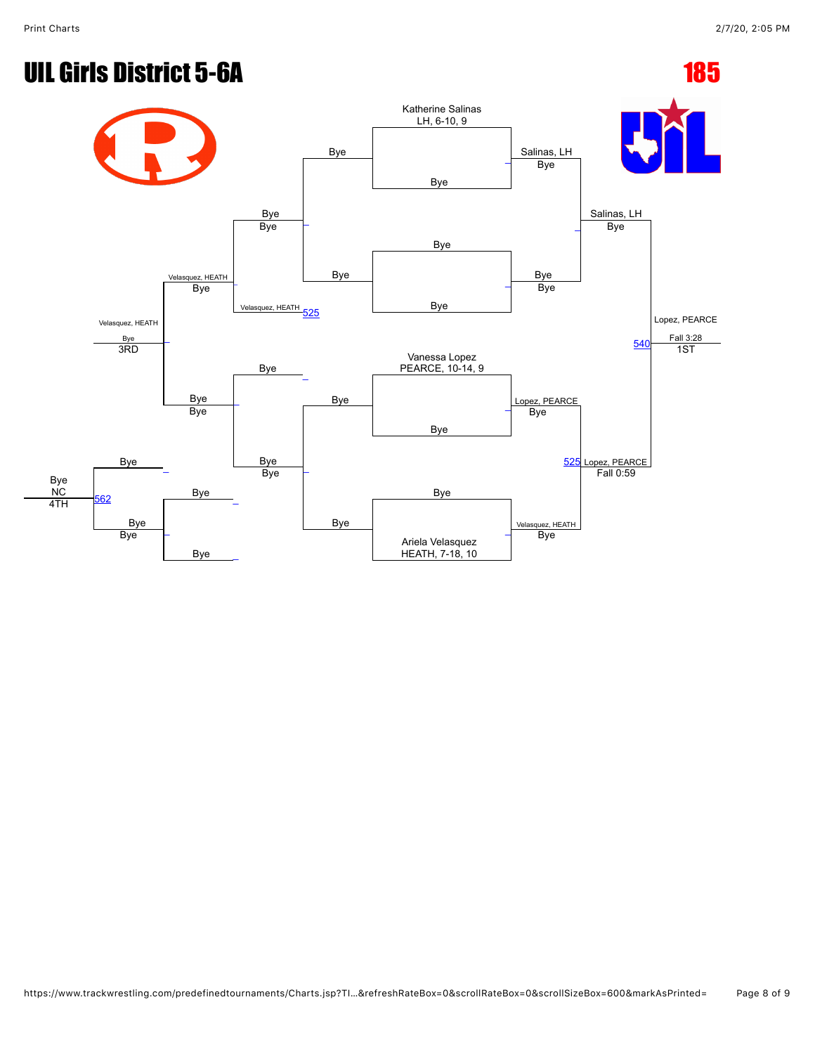# UIL Girls District 5-6A

## 185

**Championship Bracket**

- Katherine Salinas, LH, 6-10, 9 vs Bye → Salinas, LH (Bye)
- Bye vs Bye → Bye (Bye)
- Salinas, LH vs Bye → Salinas, LH (Bye)
- Vanessa Lopez, PEARCE, 10-14, 9 vs Bye → Lopez, PEARCE (Bye)
- Bye vs Ariela Velasquez, HEATH, 7-18, 10 → Velasquez, HEATH (Bye)
- Lopez, PEARCE vs Velasquez, HEATH → Lopez, PEARCE (Fall 0:59) [525]
- Salinas, LH vs Lopez, PEARCE → Lopez, PEARCE (Fall 3:28) [540] — 1ST

**Consolation Bracket**

- Bye vs Bye → Bye (Bye)
- Bye vs Velasquez, HEATH [525] → Velasquez, HEATH (Bye)
- Bye vs Bye → Bye (Bye)
- Bye vs Bye → Bye (Bye)
- Velasquez, HEATH vs Bye → Velasquez, HEATH (Bye) — 3RD
- Bye vs Bye → Bye (NC) [562] — 4TH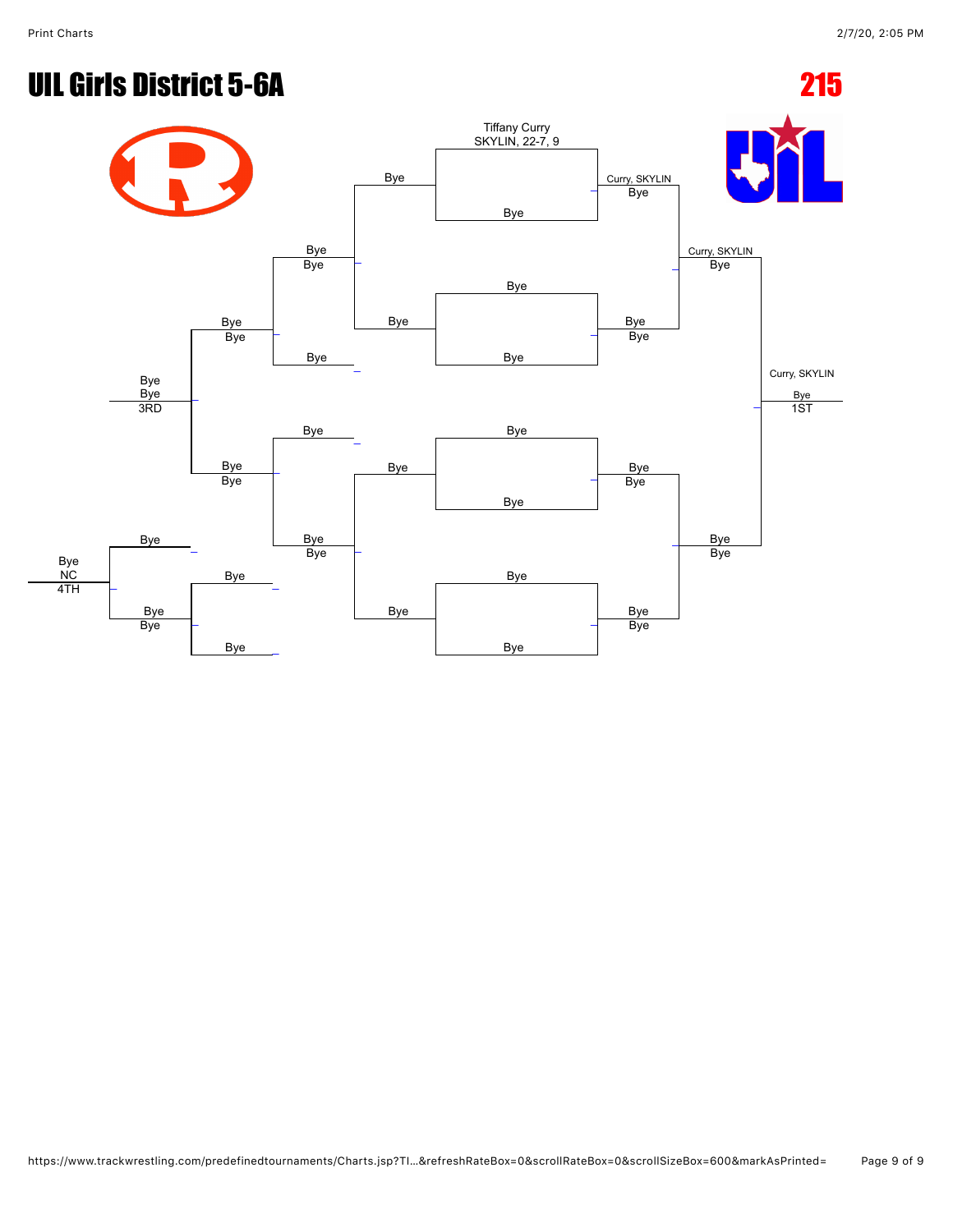# UIL Girls District 5-6A

215

Tiffany Curry
SKYLIN, 22-7, 9

Bye

Bye

Curry, SKYLIN
Bye

Bye
Bye

Curry, SKYLIN
Bye

Bye

Bye

Bye
Bye

Bye
Bye

Bye

Bye

Curry, SKYLIN
Bye
1ST

Bye
Bye
3RD

Bye

Bye

Bye
Bye

Bye

Bye

Bye
Bye

Bye
Bye

Bye

Bye
Bye

Bye

Bye
NC
4TH

Bye

Bye

Bye
Bye

Bye
Bye

Bye

Bye